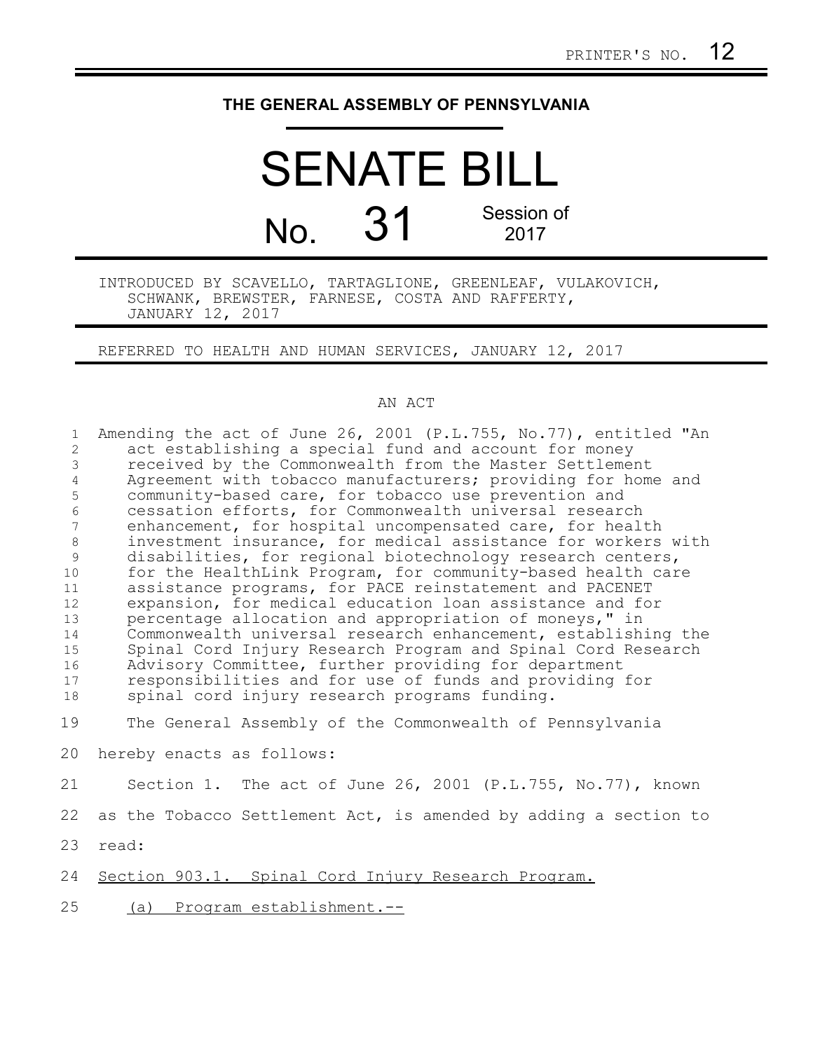PRINTER'S NO. 12

# THE GENERAL ASSEMBLY OF PENNSYLVANIA

# SENATE BILL

## No. 31 Session of 2017

INTRODUCED BY SCAVELLO, TARTAGLIONE, GREENLEAF, VULAKOVICH, SCHWANK, BREWSTER, FARNESE, COSTA AND RAFFERTY, JANUARY 12, 2017

REFERRED TO HEALTH AND HUMAN SERVICES, JANUARY 12, 2017

AN ACT

Amending the act of June 26, 2001 (P.L.755, No.77), entitled "An act establishing a special fund and account for money received by the Commonwealth from the Master Settlement Agreement with tobacco manufacturers; providing for home and community-based care, for tobacco use prevention and cessation efforts, for Commonwealth universal research enhancement, for hospital uncompensated care, for health investment insurance, for medical assistance for workers with disabilities, for regional biotechnology research centers, for the HealthLink Program, for community-based health care assistance programs, for PACE reinstatement and PACENET expansion, for medical education loan assistance and for percentage allocation and appropriation of moneys," in Commonwealth universal research enhancement, establishing the Spinal Cord Injury Research Program and Spinal Cord Research Advisory Committee, further providing for department responsibilities and for use of funds and providing for spinal cord injury research programs funding.

The General Assembly of the Commonwealth of Pennsylvania hereby enacts as follows:

Section 1. The act of June 26, 2001 (P.L.755, No.77), known as the Tobacco Settlement Act, is amended by adding a section to read:

<u>Section 903.1. Spinal Cord Injury Research Program.</u>

<u>(a) Program establishment.--</u>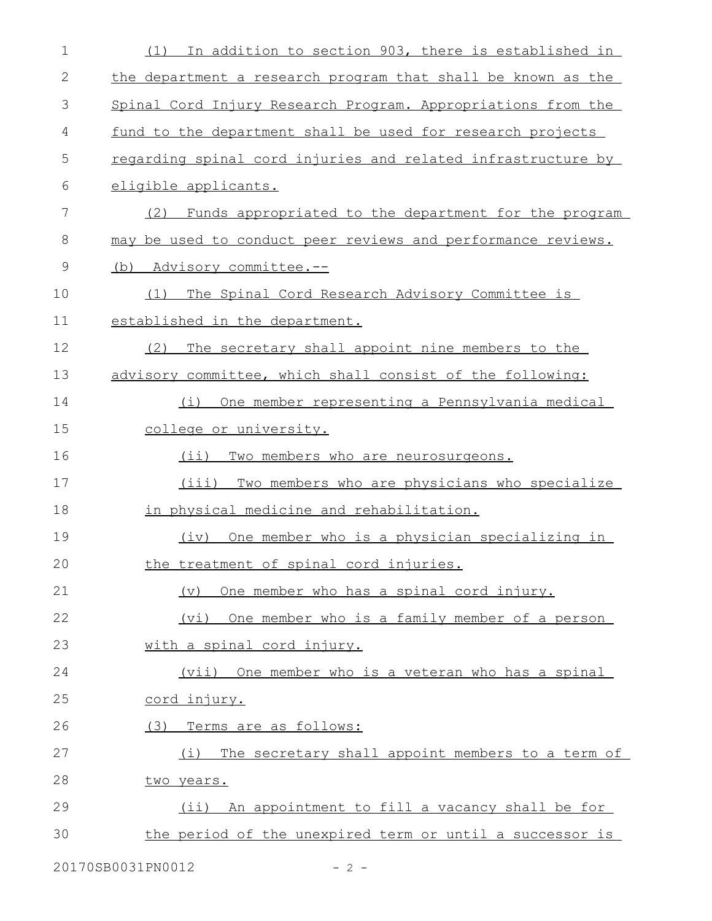(1) In addition to section 903, there is established in the department a research program that shall be known as the Spinal Cord Injury Research Program. Appropriations from the fund to the department shall be used for research projects regarding spinal cord injuries and related infrastructure by eligible applicants.

(2) Funds appropriated to the department for the program may be used to conduct peer reviews and performance reviews.

(b) Advisory committee.--

(1) The Spinal Cord Research Advisory Committee is established in the department.

(2) The secretary shall appoint nine members to the advisory committee, which shall consist of the following:

(i) One member representing a Pennsylvania medical college or university.

(ii) Two members who are neurosurgeons.

(iii) Two members who are physicians who specialize in physical medicine and rehabilitation.

(iv) One member who is a physician specializing in the treatment of spinal cord injuries.

(v) One member who has a spinal cord injury.

(vi) One member who is a family member of a person with a spinal cord injury.

(vii) One member who is a veteran who has a spinal cord injury.

(3) Terms are as follows:

(i) The secretary shall appoint members to a term of two years.

(ii) An appointment to fill a vacancy shall be for the period of the unexpired term or until a successor is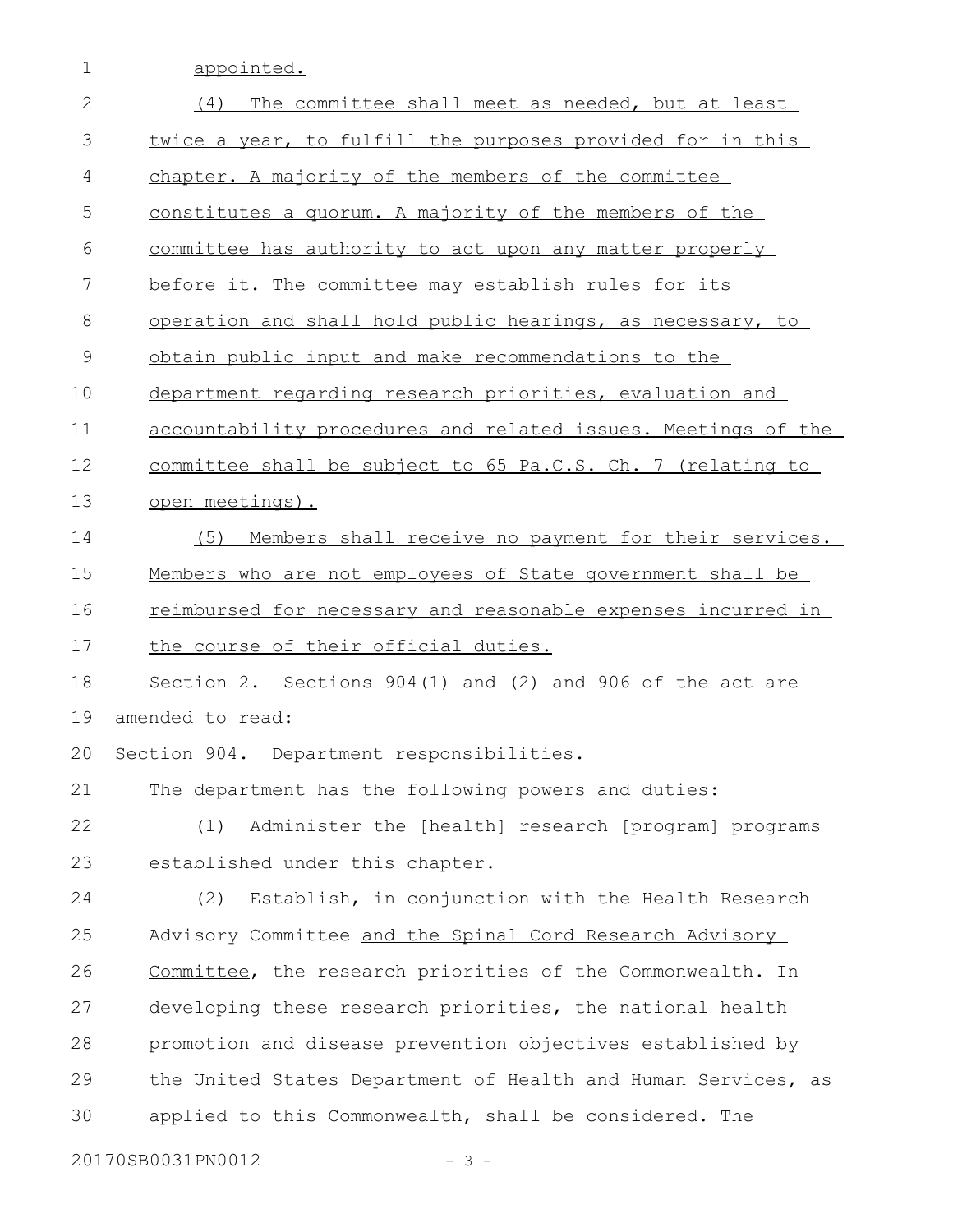appointed.

(4) The committee shall meet as needed, but at least twice a year, to fulfill the purposes provided for in this chapter. A majority of the members of the committee constitutes a quorum. A majority of the members of the committee has authority to act upon any matter properly before it. The committee may establish rules for its operation and shall hold public hearings, as necessary, to obtain public input and make recommendations to the department regarding research priorities, evaluation and accountability procedures and related issues. Meetings of the committee shall be subject to 65 Pa.C.S. Ch. 7 (relating to open meetings).

(5) Members shall receive no payment for their services. Members who are not employees of State government shall be reimbursed for necessary and reasonable expenses incurred in the course of their official duties.

Section 2. Sections 904(1) and (2) and 906 of the act are amended to read:

Section 904. Department responsibilities.

The department has the following powers and duties:

(1) Administer the [health] research [program] programs established under this chapter.

(2) Establish, in conjunction with the Health Research Advisory Committee and the Spinal Cord Research Advisory Committee, the research priorities of the Commonwealth. In developing these research priorities, the national health promotion and disease prevention objectives established by the United States Department of Health and Human Services, as applied to this Commonwealth, shall be considered. The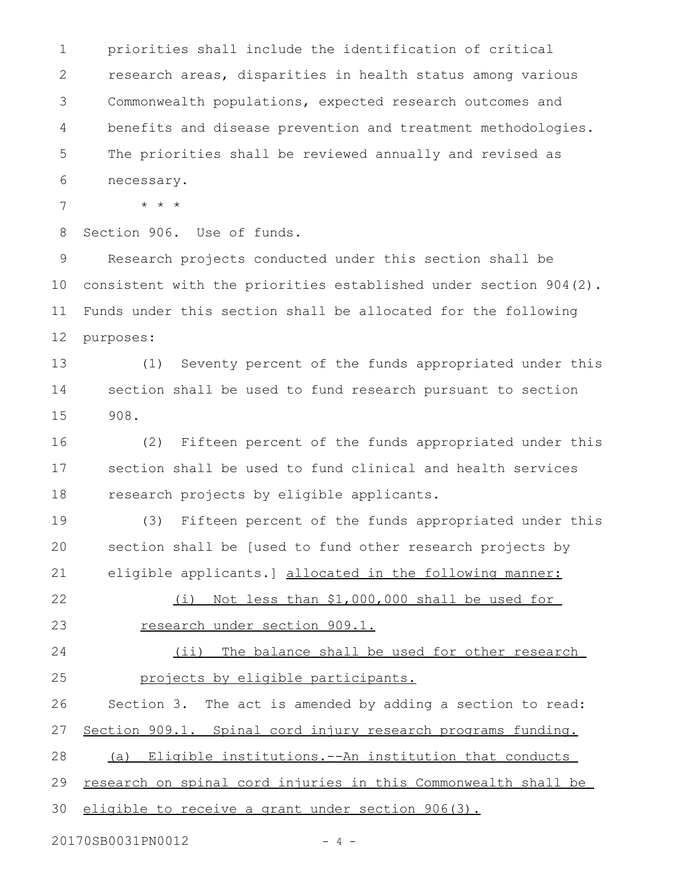priorities shall include the identification of critical research areas, disparities in health status among various Commonwealth populations, expected research outcomes and benefits and disease prevention and treatment methodologies. The priorities shall be reviewed annually and revised as necessary.

\* \* \*

Section 906. Use of funds.

Research projects conducted under this section shall be consistent with the priorities established under section 904(2). Funds under this section shall be allocated for the following purposes:

(1) Seventy percent of the funds appropriated under this section shall be used to fund research pursuant to section 908.

(2) Fifteen percent of the funds appropriated under this section shall be used to fund clinical and health services research projects by eligible applicants.

(3) Fifteen percent of the funds appropriated under this section shall be [used to fund other research projects by eligible applicants.] <u>allocated in the following manner:</u>

<u>(i) Not less than $1,000,000 shall be used for research under section 909.1.</u>

<u>(ii) The balance shall be used for other research projects by eligible participants.</u>

Section 3. The act is amended by adding a section to read:

<u>Section 909.1. Spinal cord injury research programs funding.</u>

<u>(a) Eligible institutions.--An institution that conducts research on spinal cord injuries in this Commonwealth shall be eligible to receive a grant under section 906(3).</u>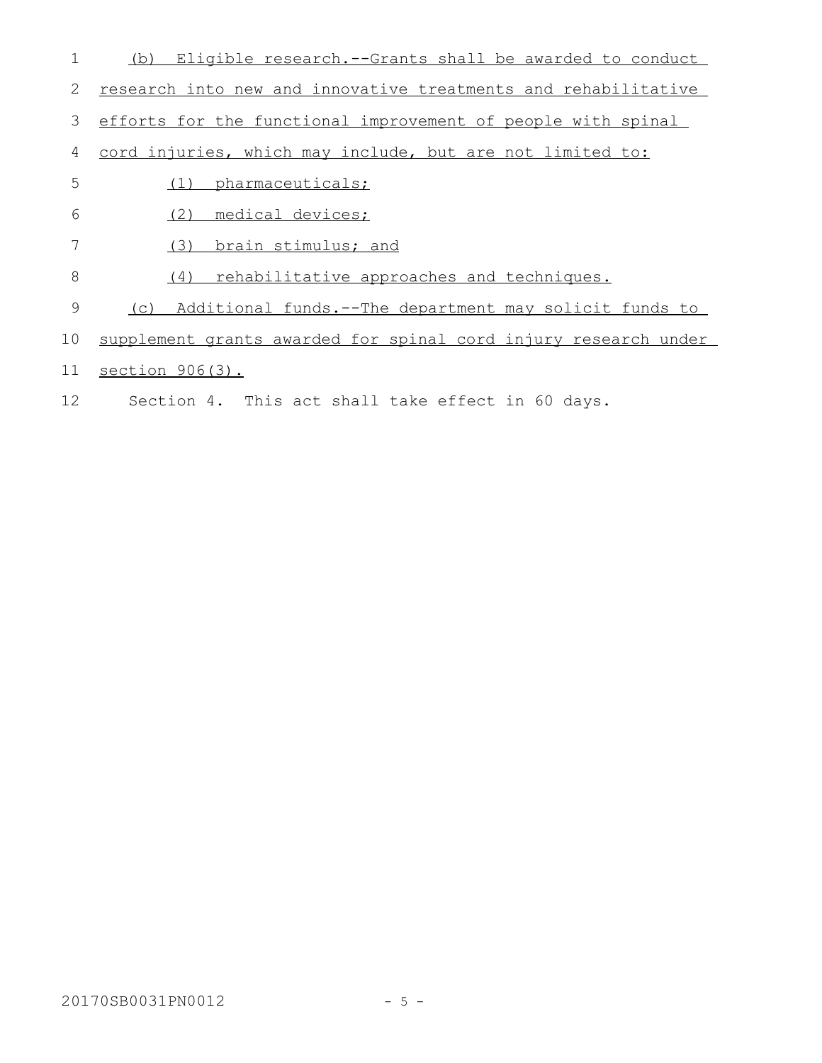(b) Eligible research.--Grants shall be awarded to conduct research into new and innovative treatments and rehabilitative efforts for the functional improvement of people with spinal cord injuries, which may include, but are not limited to:

(1) pharmaceuticals;

(2) medical devices;

(3) brain stimulus; and

(4) rehabilitative approaches and techniques.

(c) Additional funds.--The department may solicit funds to supplement grants awarded for spinal cord injury research under section 906(3).

Section 4. This act shall take effect in 60 days.